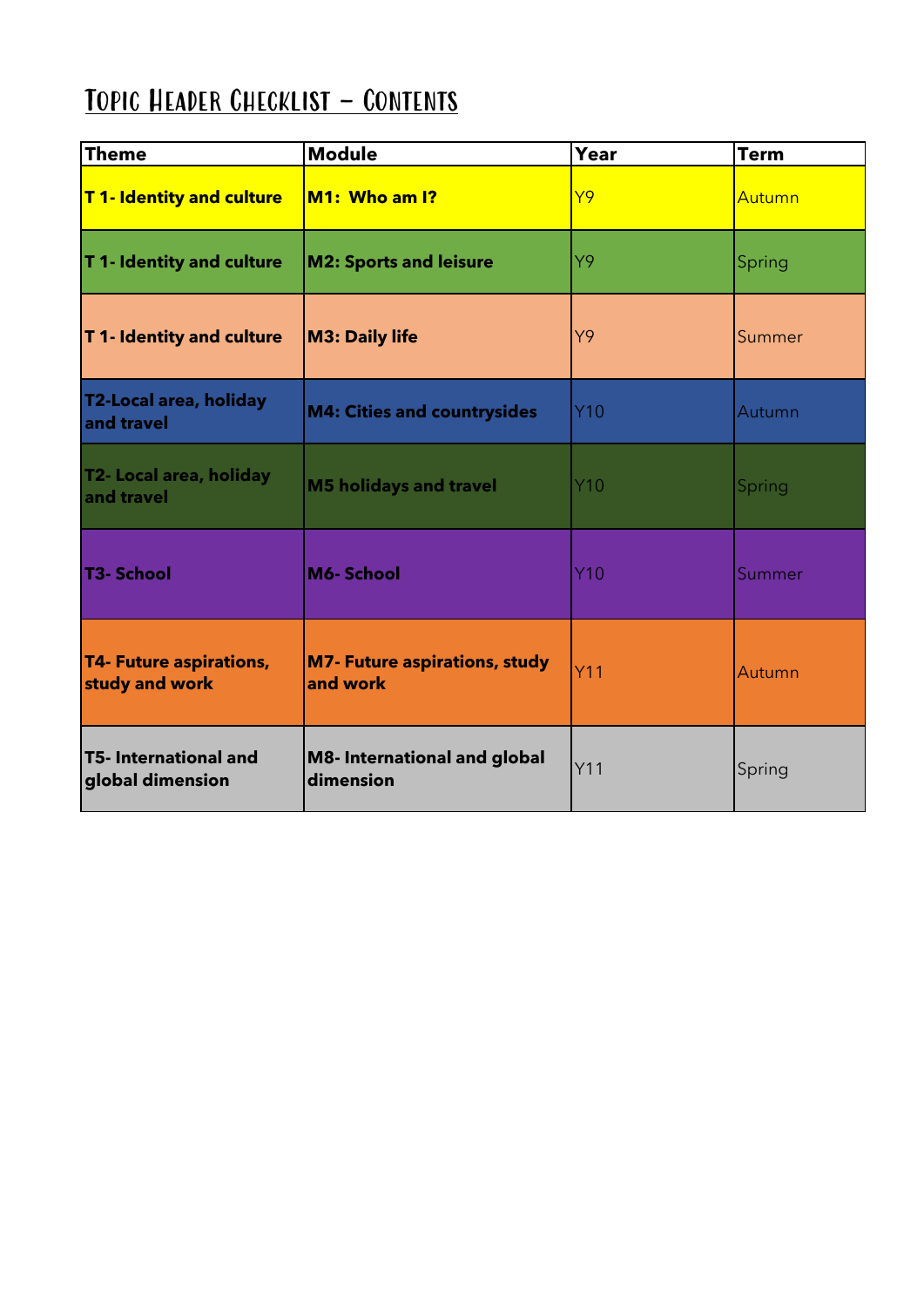# Topic Header Checklist – Contents

| Theme | Module | Year | Term |
|---|---|---|---|
| **T 1- Identity and culture** | **M1: Who am I?** | Y9 | Autumn |
| **T 1- Identity and culture** | **M2: Sports and leisure** | Y9 | Spring |
| **T 1- Identity and culture** | **M3: Daily life** | Y9 | Summer |
| **T2-Local area, holiday and travel** | **M4: Cities and countrysides** | Y10 | Autumn |
| **T2- Local area, holiday and travel** | **M5 holidays and travel** | Y10 | Spring |
| **T3- School** | **M6- School** | Y10 | Summer |
| **T4- Future aspirations, study and work** | **M7- Future aspirations, study and work** | Y11 | Autumn |
| **T5- International and global dimension** | **M8- International and global dimension** | Y11 | Spring |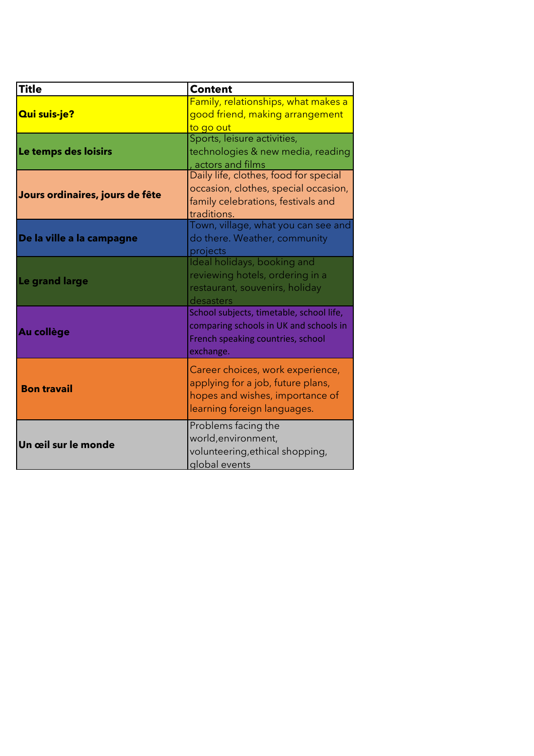| Title | Content |
| --- | --- |
| **Qui suis-je?** | Family, relationships, what makes a good friend, making arrangement to go out |
| **Le temps des loisirs** | Sports, leisure activities, technologies & new media, reading , actors and films |
| **Jours ordinaires, jours de fête** | Daily life, clothes, food for special occasion, clothes, special occasion, family celebrations, festivals and traditions. |
| **De la ville a la campagne** | Town, village, what you can see and do there. Weather, community projects |
| **Le grand large** | Ideal holidays, booking and reviewing hotels, ordering in a restaurant, souvenirs, holiday desasters |
| **Au collège** | School subjects, timetable, school life, comparing schools in UK and schools in French speaking countries, school exchange. |
| **Bon travail** | Career choices, work experience, applying for a job, future plans, hopes and wishes, importance of learning foreign languages. |
| **Un œil sur le monde** | Problems facing the world,environment, volunteering,ethical shopping, global events |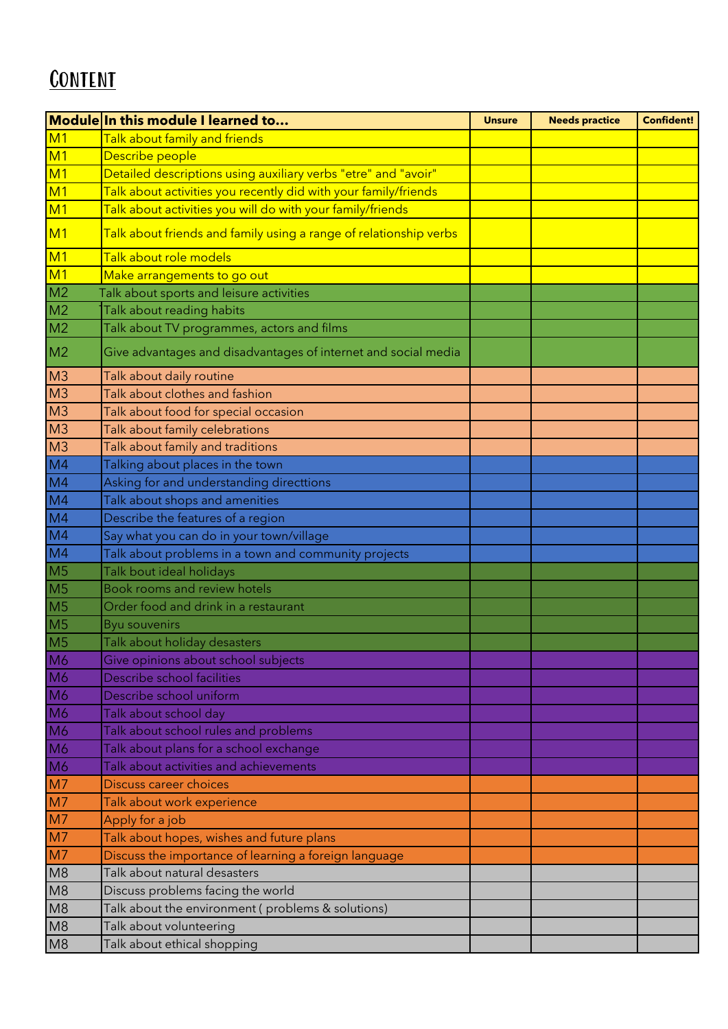# Content

| Module | In this module I learned to... | Unsure | Needs practice | Confident! |
|---|---|---|---|---|
| M1 | Talk about family and friends | | | |
| M1 | Describe people | | | |
| M1 | Detailed descriptions using auxiliary verbs "etre" and "avoir" | | | |
| M1 | Talk about activities you recently did with your family/friends | | | |
| M1 | Talk about activities you will do with your family/friends | | | |
| M1 | Talk about friends and family using a range of relationship verbs | | | |
| M1 | Talk about role models | | | |
| M1 | Make arrangements to go out | | | |
| M2 | Talk about sports and leisure activities | | | |
| M2 | Talk about reading habits | | | |
| M2 | Talk about TV programmes, actors and films | | | |
| M2 | Give advantages and disadvantages of internet and social media | | | |
| M3 | Talk about daily routine | | | |
| M3 | Talk about clothes and fashion | | | |
| M3 | Talk about food for special occasion | | | |
| M3 | Talk about family celebrations | | | |
| M3 | Talk about family and traditions | | | |
| M4 | Talking about places in the town | | | |
| M4 | Asking for and understanding directtions | | | |
| M4 | Talk about shops and amenities | | | |
| M4 | Describe the features of a region | | | |
| M4 | Say what you can do in your town/village | | | |
| M4 | Talk about problems in a town and community projects | | | |
| M5 | Talk bout ideal holidays | | | |
| M5 | Book rooms and review hotels | | | |
| M5 | Order food and drink in a restaurant | | | |
| M5 | Byu souvenirs | | | |
| M5 | Talk about holiday desasters | | | |
| M6 | Give opinions about school subjects | | | |
| M6 | Describe school facilities | | | |
| M6 | Describe school uniform | | | |
| M6 | Talk about school day | | | |
| M6 | Talk about school rules and problems | | | |
| M6 | Talk about plans for a school exchange | | | |
| M6 | Talk about activities and achievements | | | |
| M7 | Discuss career choices | | | |
| M7 | Talk about work experience | | | |
| M7 | Apply for a job | | | |
| M7 | Talk about hopes, wishes and future plans | | | |
| M7 | Discuss the importance of learning a foreign language | | | |
| M8 | Talk about natural desasters | | | |
| M8 | Discuss problems facing the world | | | |
| M8 | Talk about the environment ( problems & solutions) | | | |
| M8 | Talk about volunteering | | | |
| M8 | Talk about ethical shopping | | | |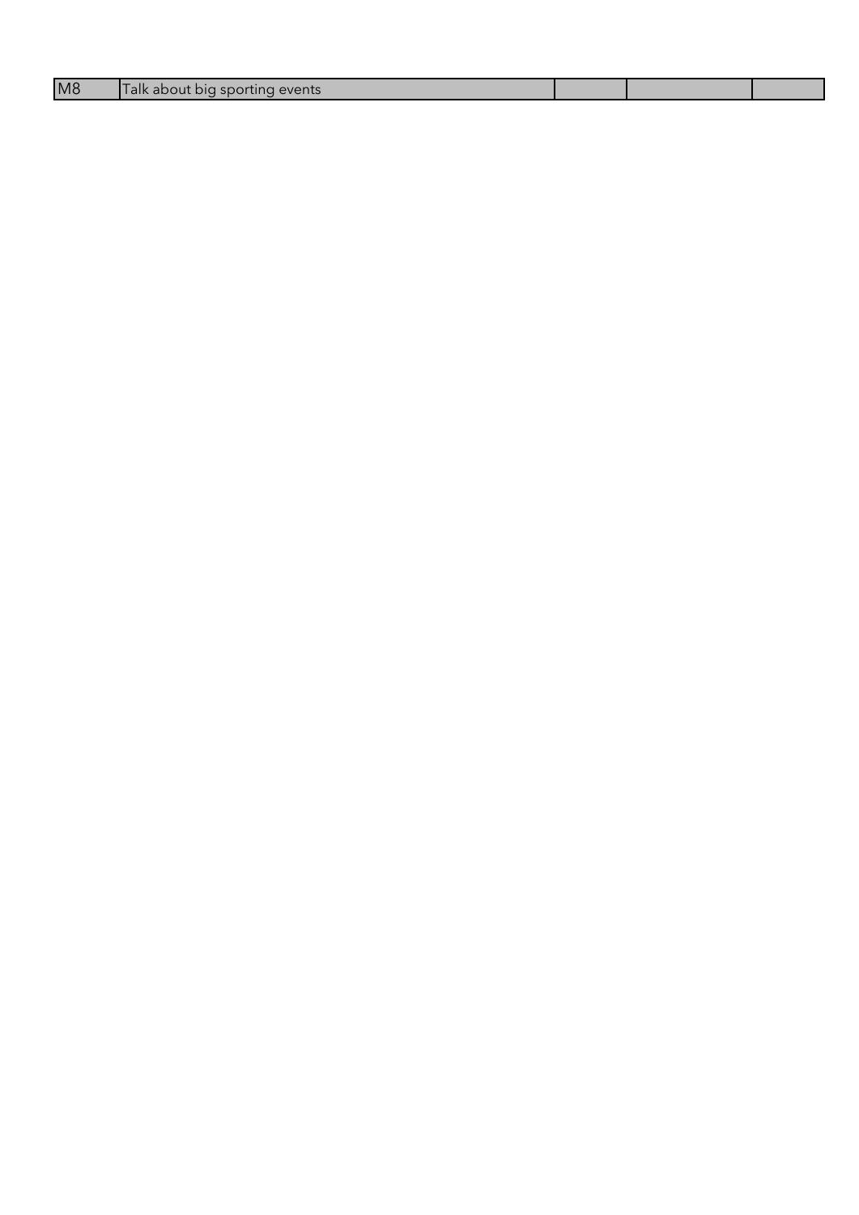| | | | | |
|---|---|---|---|---|
| M8 | Talk about big sporting events | | | |